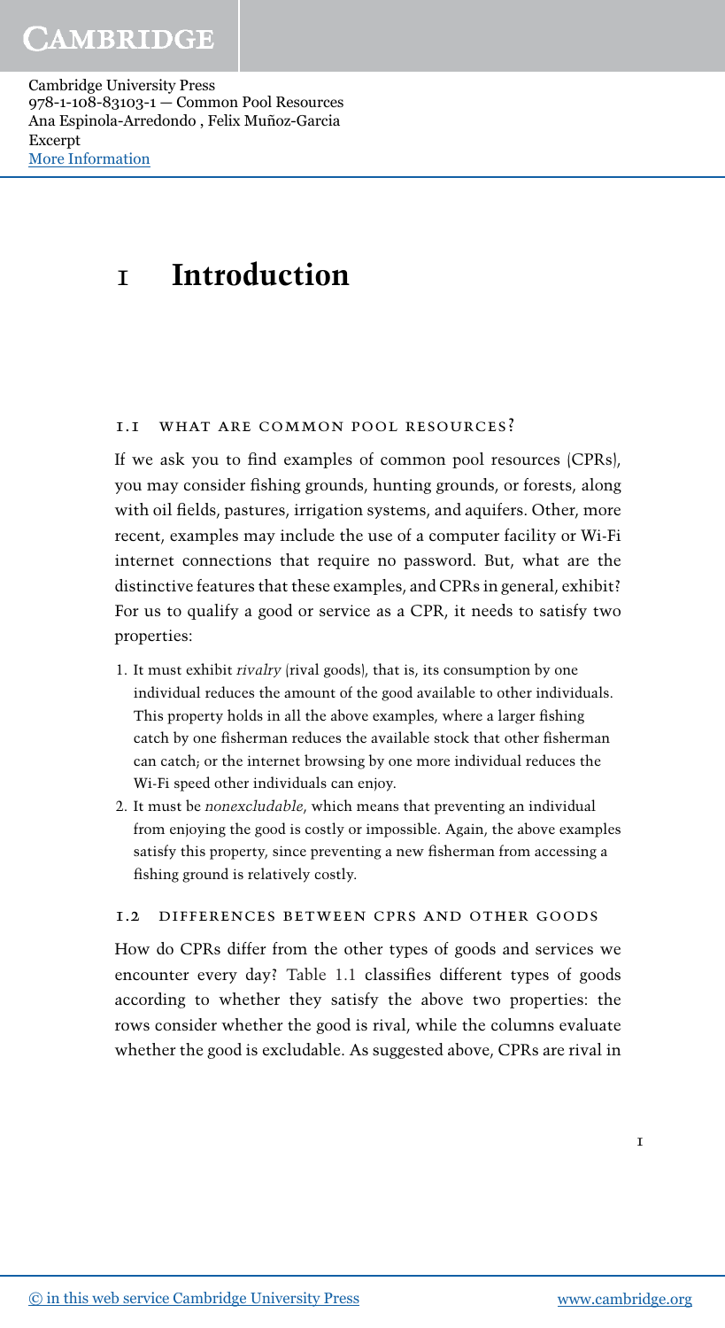# 1 Introduction

## 1.1 What are common pool resources?

If we ask you to find examples of common pool resources (CPRs), you may consider fishing grounds, hunting grounds, or forests, along with oil fields, pastures, irrigation systems, and aquifers. Other, more recent, examples may include the use of a computer facility or Wi-Fi internet connections that require no password. But, what are the distinctive features that these examples, and CPRs in general, exhibit? For us to qualify a good or service as a CPR, it needs to satisfy two properties:

1. It must exhibit *rivalry* (rival goods), that is, its consumption by one individual reduces the amount of the good available to other individuals. This property holds in all the above examples, where a larger fishing catch by one fisherman reduces the available stock that other fisherman can catch; or the internet browsing by one more individual reduces the Wi-Fi speed other individuals can enjoy.
2. It must be *nonexcludable*, which means that preventing an individual from enjoying the good is costly or impossible. Again, the above examples satisfy this property, since preventing a new fisherman from accessing a fishing ground is relatively costly.

## 1.2 Differences between CPRs and other goods

How do CPRs differ from the other types of goods and services we encounter every day? Table 1.1 classifies different types of goods according to whether they satisfy the above two properties: the rows consider whether the good is rival, while the columns evaluate whether the good is excludable. As suggested above, CPRs are rival in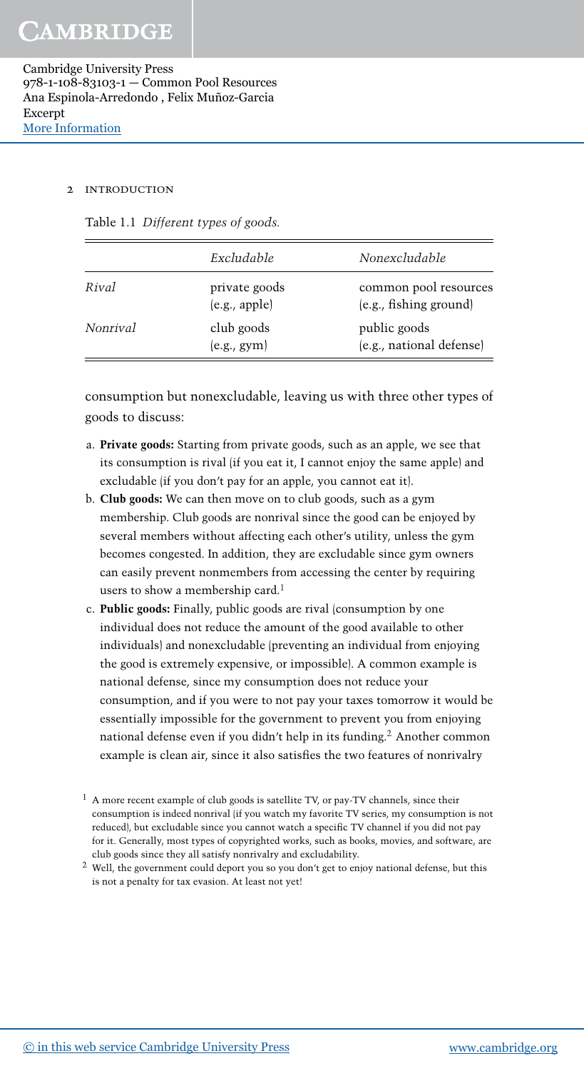Table 1.1 *Different types of goods.*

| | *Excludable* | *Nonexcludable* |
|---|---|---|
| *Rival* | private goods (e.g., apple) | common pool resources (e.g., fishing ground) |
| *Nonrival* | club goods (e.g., gym) | public goods (e.g., national defense) |

consumption but nonexcludable, leaving us with three other types of goods to discuss:

a. **Private goods:** Starting from private goods, such as an apple, we see that its consumption is rival (if you eat it, I cannot enjoy the same apple) and excludable (if you don't pay for an apple, you cannot eat it).
b. **Club goods:** We can then move on to club goods, such as a gym membership. Club goods are nonrival since the good can be enjoyed by several members without affecting each other's utility, unless the gym becomes congested. In addition, they are excludable since gym owners can easily prevent nonmembers from accessing the center by requiring users to show a membership card.[1]
c. **Public goods:** Finally, public goods are rival (consumption by one individual does not reduce the amount of the good available to other individuals) and nonexcludable (preventing an individual from enjoying the good is extremely expensive, or impossible). A common example is national defense, since my consumption does not reduce your consumption, and if you were to not pay your taxes tomorrow it would be essentially impossible for the government to prevent you from enjoying national defense even if you didn't help in its funding.[2] Another common example is clean air, since it also satisfies the two features of nonrivalry

[1] A more recent example of club goods is satellite TV, or pay-TV channels, since their consumption is indeed nonrival (if you watch my favorite TV series, my consumption is not reduced), but excludable since you cannot watch a specific TV channel if you did not pay for it. Generally, most types of copyrighted works, such as books, movies, and software, are club goods since they all satisfy nonrivalry and excludability.

[2] Well, the government could deport you so you don't get to enjoy national defense, but this is not a penalty for tax evasion. At least not yet!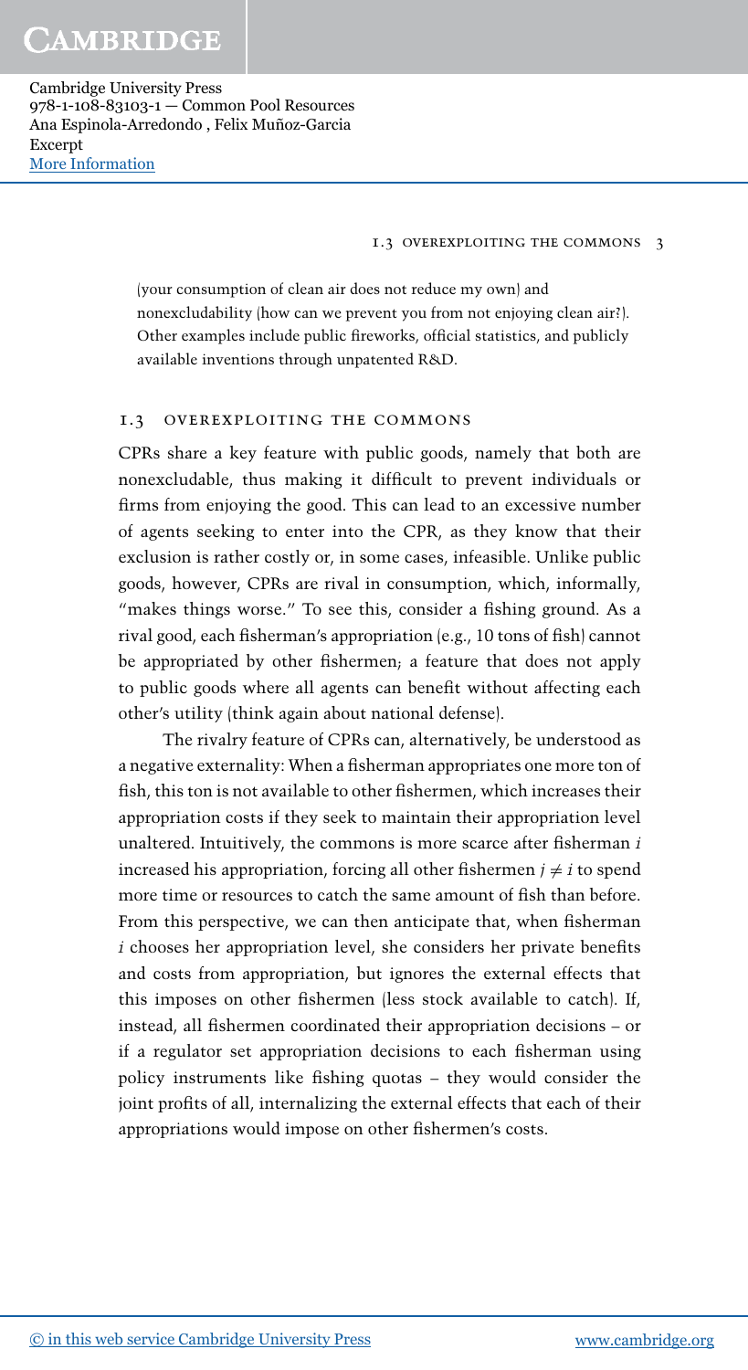(your consumption of clean air does not reduce my own) and nonexcludability (how can we prevent you from not enjoying clean air?). Other examples include public fireworks, official statistics, and publicly available inventions through unpatented R&D.

## 1.3 Overexploiting the Commons

CPRs share a key feature with public goods, namely that both are nonexcludable, thus making it difficult to prevent individuals or firms from enjoying the good. This can lead to an excessive number of agents seeking to enter into the CPR, as they know that their exclusion is rather costly or, in some cases, infeasible. Unlike public goods, however, CPRs are rival in consumption, which, informally, "makes things worse." To see this, consider a fishing ground. As a rival good, each fisherman's appropriation (e.g., 10 tons of fish) cannot be appropriated by other fishermen; a feature that does not apply to public goods where all agents can benefit without affecting each other's utility (think again about national defense).

The rivalry feature of CPRs can, alternatively, be understood as a negative externality: When a fisherman appropriates one more ton of fish, this ton is not available to other fishermen, which increases their appropriation costs if they seek to maintain their appropriation level unaltered. Intuitively, the commons is more scarce after fisherman $i$ increased his appropriation, forcing all other fishermen $j \neq i$ to spend more time or resources to catch the same amount of fish than before. From this perspective, we can then anticipate that, when fisherman $i$ chooses her appropriation level, she considers her private benefits and costs from appropriation, but ignores the external effects that this imposes on other fishermen (less stock available to catch). If, instead, all fishermen coordinated their appropriation decisions – or if a regulator set appropriation decisions to each fisherman using policy instruments like fishing quotas – they would consider the joint profits of all, internalizing the external effects that each of their appropriations would impose on other fishermen's costs.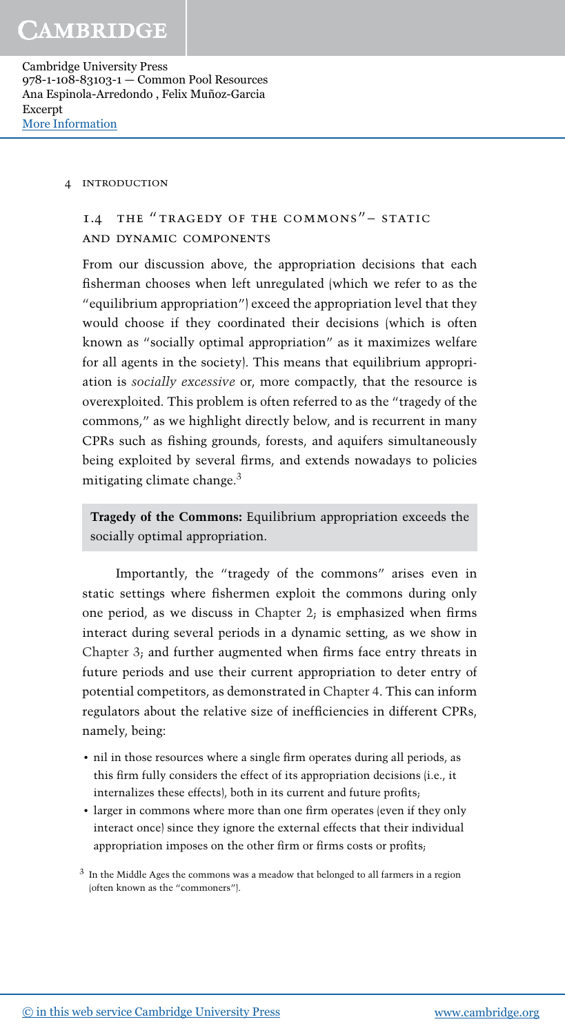## 1.4 THE "TRAGEDY OF THE COMMONS"– STATIC AND DYNAMIC COMPONENTS

From our discussion above, the appropriation decisions that each fisherman chooses when left unregulated (which we refer to as the "equilibrium appropriation") exceed the appropriation level that they would choose if they coordinated their decisions (which is often known as "socially optimal appropriation" as it maximizes welfare for all agents in the society). This means that equilibrium appropriation is *socially excessive* or, more compactly, that the resource is overexploited. This problem is often referred to as the "tragedy of the commons," as we highlight directly below, and is recurrent in many CPRs such as fishing grounds, forests, and aquifers simultaneously being exploited by several firms, and extends nowadays to policies mitigating climate change.[3]

**Tragedy of the Commons:** Equilibrium appropriation exceeds the socially optimal appropriation.

Importantly, the "tragedy of the commons" arises even in static settings where fishermen exploit the commons during only one period, as we discuss in Chapter 2; is emphasized when firms interact during several periods in a dynamic setting, as we show in Chapter 3; and further augmented when firms face entry threats in future periods and use their current appropriation to deter entry of potential competitors, as demonstrated in Chapter 4. This can inform regulators about the relative size of inefficiencies in different CPRs, namely, being:

- nil in those resources where a single firm operates during all periods, as this firm fully considers the effect of its appropriation decisions (i.e., it internalizes these effects), both in its current and future profits;
- larger in commons where more than one firm operates (even if they only interact once) since they ignore the external effects that their individual appropriation imposes on the other firm or firms costs or profits;

[3] In the Middle Ages the commons was a meadow that belonged to all farmers in a region (often known as the "commoners").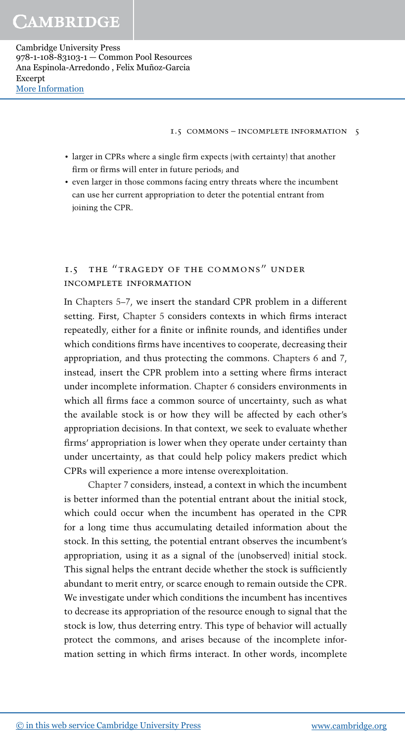- larger in CPRs where a single firm expects (with certainty) that another firm or firms will enter in future periods; and
- even larger in those commons facing entry threats where the incumbent can use her current appropriation to deter the potential entrant from joining the CPR.

## 1.5 THE "TRAGEDY OF THE COMMONS" UNDER INCOMPLETE INFORMATION

In Chapters 5–7, we insert the standard CPR problem in a different setting. First, Chapter 5 considers contexts in which firms interact repeatedly, either for a finite or infinite rounds, and identifies under which conditions firms have incentives to cooperate, decreasing their appropriation, and thus protecting the commons. Chapters 6 and 7, instead, insert the CPR problem into a setting where firms interact under incomplete information. Chapter 6 considers environments in which all firms face a common source of uncertainty, such as what the available stock is or how they will be affected by each other's appropriation decisions. In that context, we seek to evaluate whether firms' appropriation is lower when they operate under certainty than under uncertainty, as that could help policy makers predict which CPRs will experience a more intense overexploitation.

Chapter 7 considers, instead, a context in which the incumbent is better informed than the potential entrant about the initial stock, which could occur when the incumbent has operated in the CPR for a long time thus accumulating detailed information about the stock. In this setting, the potential entrant observes the incumbent's appropriation, using it as a signal of the (unobserved) initial stock. This signal helps the entrant decide whether the stock is sufficiently abundant to merit entry, or scarce enough to remain outside the CPR. We investigate under which conditions the incumbent has incentives to decrease its appropriation of the resource enough to signal that the stock is low, thus deterring entry. This type of behavior will actually protect the commons, and arises because of the incomplete information setting in which firms interact. In other words, incomplete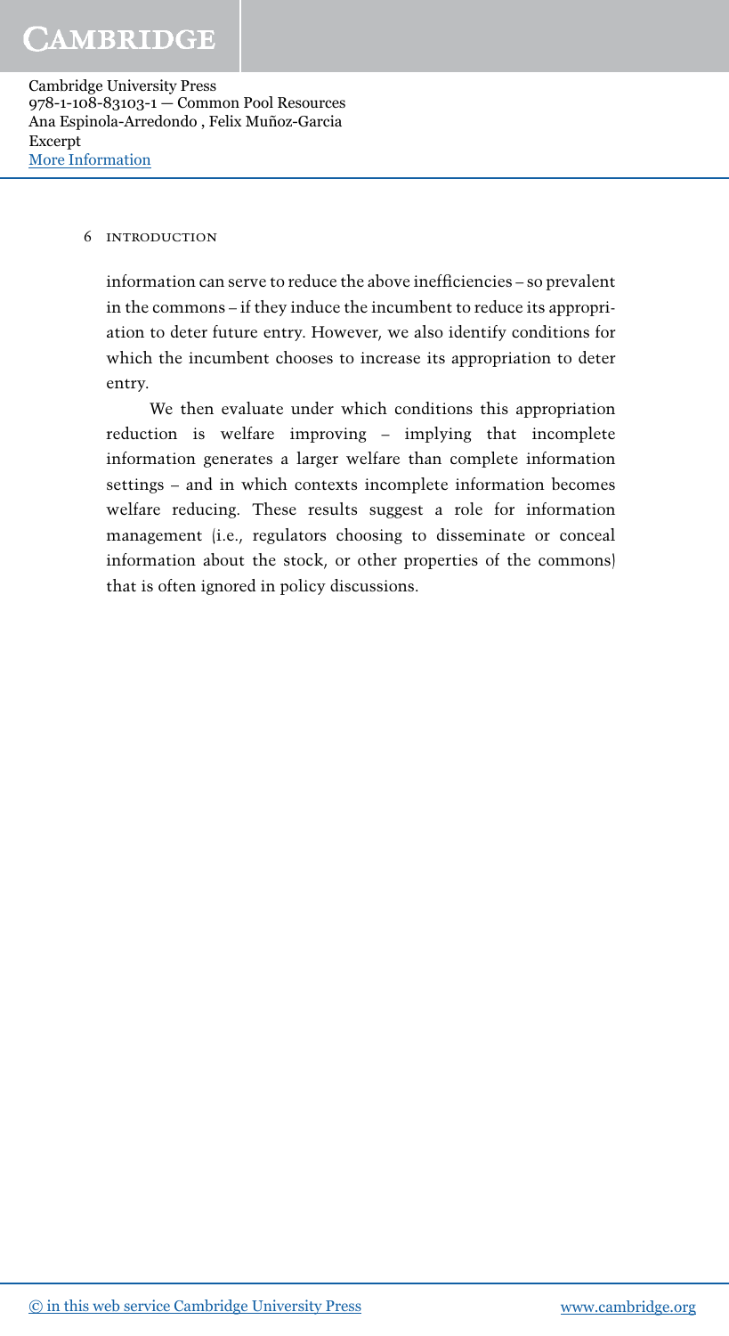information can serve to reduce the above inefficiencies – so prevalent in the commons – if they induce the incumbent to reduce its appropriation to deter future entry. However, we also identify conditions for which the incumbent chooses to increase its appropriation to deter entry.

We then evaluate under which conditions this appropriation reduction is welfare improving – implying that incomplete information generates a larger welfare than complete information settings – and in which contexts incomplete information becomes welfare reducing. These results suggest a role for information management (i.e., regulators choosing to disseminate or conceal information about the stock, or other properties of the commons) that is often ignored in policy discussions.